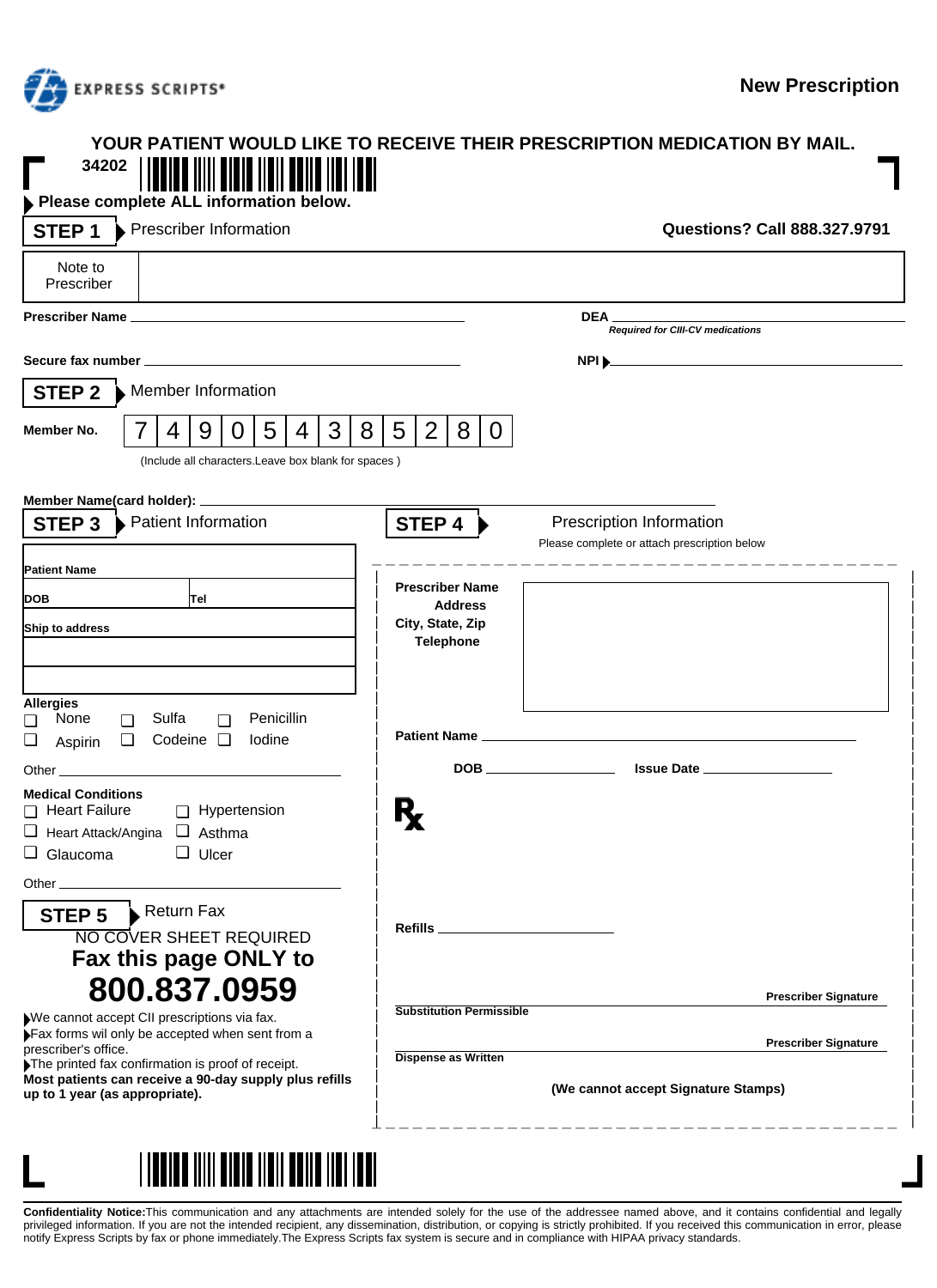EXPRESS SCRIPTS®

**New Prescription**

## YOUR PATIENT WOULD LIKE TO RECEIVE THEIR PRESCRIPTION MEDICATION BY MAIL.

34202

**Please complete ALL information below.**

## STEP 1 Prescriber Information

**Questions? Call 888.327.9791**

| Note to Prescriber | |
|---|---|

**Prescriber Name** ______________________ **DEA** ______________________
*Required for CIII-CV medications*

**Secure fax number** ______________________ **NPI** ______________________

## STEP 2 Member Information

**Member No.**

| 7 | 4 | 9 | 0 | 5 | 4 | 3 | 8 | 5 | 2 | 8 | 0 |
|---|---|---|---|---|---|---|---|---|---|---|---|

(Include all characters.Leave box blank for spaces )

**Member Name(card holder):** ______________________

## STEP 3 Patient Information

**Patient Name**

**DOB** **Tel**

**Ship to address**

**Allergies**

- ☐ None ☐ Sulfa ☐ Penicillin
- ☐ Aspirin ☐ Codeine ☐ Iodine

Other ______________________

**Medical Conditions**

- ☐ Heart Failure ☐ Hypertension
- ☐ Heart Attack/Angina ☐ Asthma
- ☐ Glaucoma ☐ Ulcer

Other ______________________

## STEP 4 Prescription Information

Please complete or attach prescription below

**Prescriber Name**
**Address**
**City, State, Zip**
**Telephone**

**Patient Name** ______________________

**DOB** ______________ **Issue Date** ______________

℞

**Refills** ______________

______________________ **Prescriber Signature**
**Substitution Permissible**

______________________ **Prescriber Signature**
**Dispense as Written**

**(We cannot accept Signature Stamps)**

## STEP 5 Return Fax

NO COVER SHEET REQUIRED

**Fax this page ONLY to**

# 800.837.0959

- We cannot accept CII prescriptions via fax.
- Fax forms wil only be accepted when sent from a prescriber's office.
- The printed fax confirmation is proof of receipt.

**Most patients can receive a 90-day supply plus refills up to 1 year (as appropriate).**

**Confidentiality Notice:**This communication and any attachments are intended solely for the use of the addressee named above, and it contains confidential and legally privileged information. If you are not the intended recipient, any dissemination, distribution, or copying is strictly prohibited. If you received this communication in error, please notify Express Scripts by fax or phone immediately.The Express Scripts fax system is secure and in compliance with HIPAA privacy standards.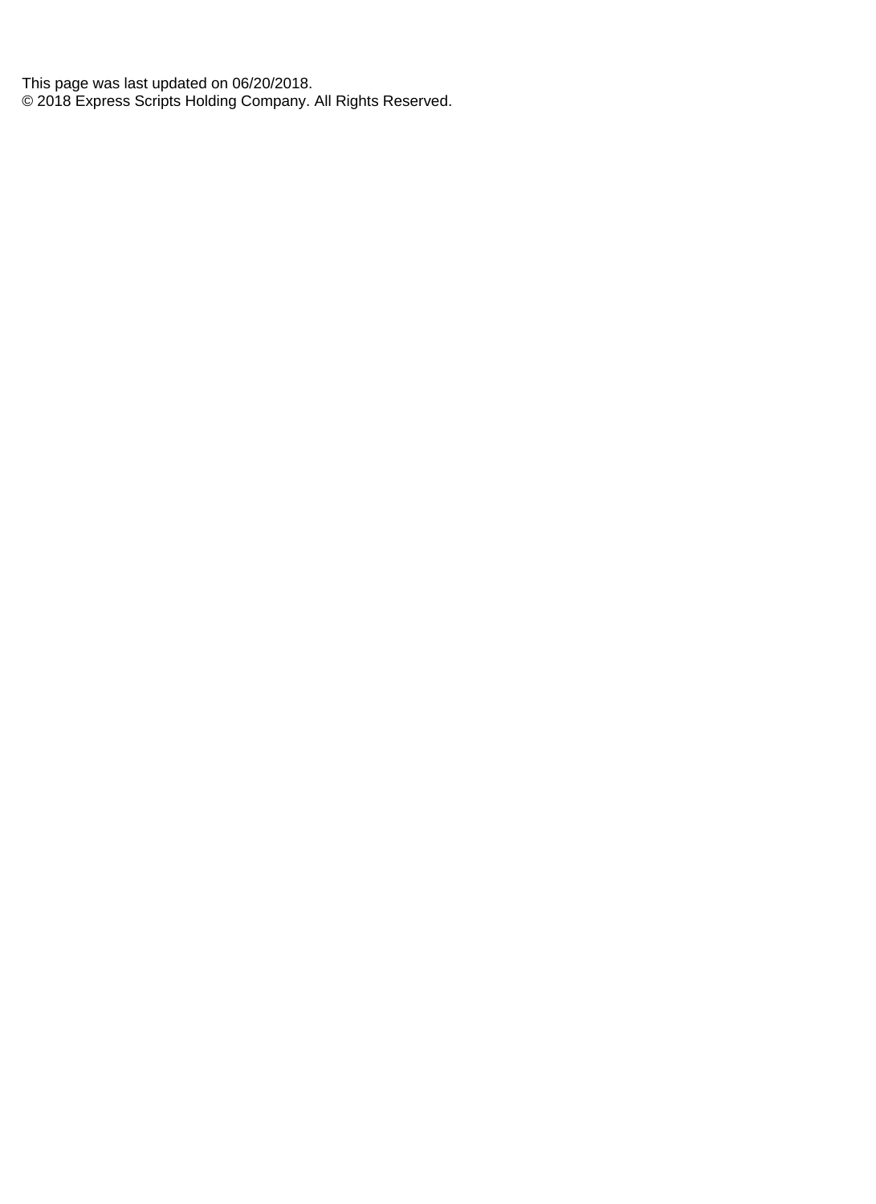This page was last updated on 06/20/2018.
© 2018 Express Scripts Holding Company. All Rights Reserved.